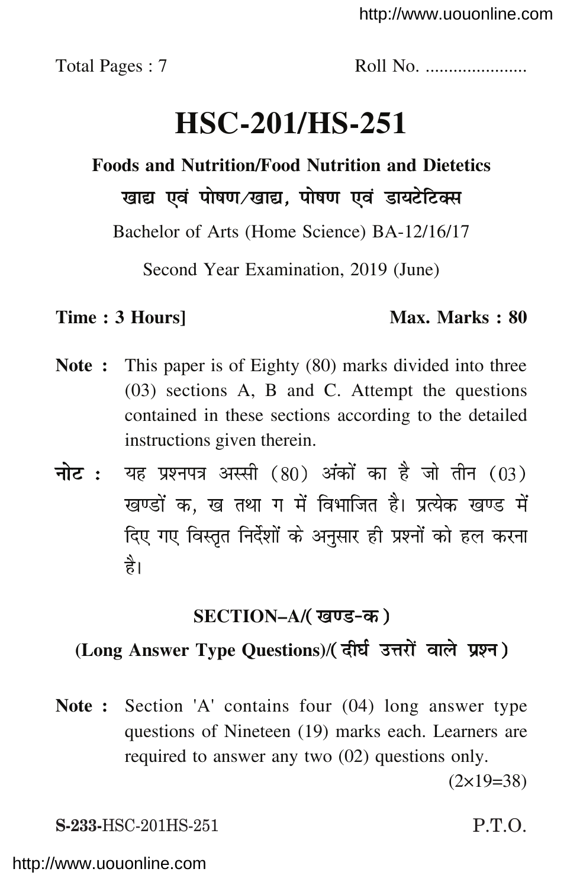Total Pages : 7 Roll No. .....................

# HSC-201/HS-251

**Foods and Nutrition/Food Nutrition and Dietetics**

**खाद्य एवं पोषण/खाद्य, पोषण एवं डायटेटिक्स**

Bachelor of Arts (Home Science) BA-12/16/17

Second Year Examination, 2019 (June)

**Time : 3 Hours]** **Max. Marks : 80**

**Note :** This paper is of Eighty (80) marks divided into three (03) sections A, B and C. Attempt the questions contained in these sections according to the detailed instructions given therein.

**नोट :** यह प्रश्नपत्र अस्सी (80) अंकों का है जो तीन (03) खण्डों क, ख तथा ग में विभाजित है। प्रत्येक खण्ड में दिए गए विस्तृत निर्देशों के अनुसार ही प्रश्नों को हल करना है।

## SECTION–A/(खण्ड-क)

## (Long Answer Type Questions)/(दीर्घ उत्तरों वाले प्रश्न)

**Note :** Section 'A' contains four (04) long answer type questions of Nineteen (19) marks each. Learners are required to answer any two (02) questions only.

(2×19=38)

**S-233-**HSC-201HS-251 P.T.O.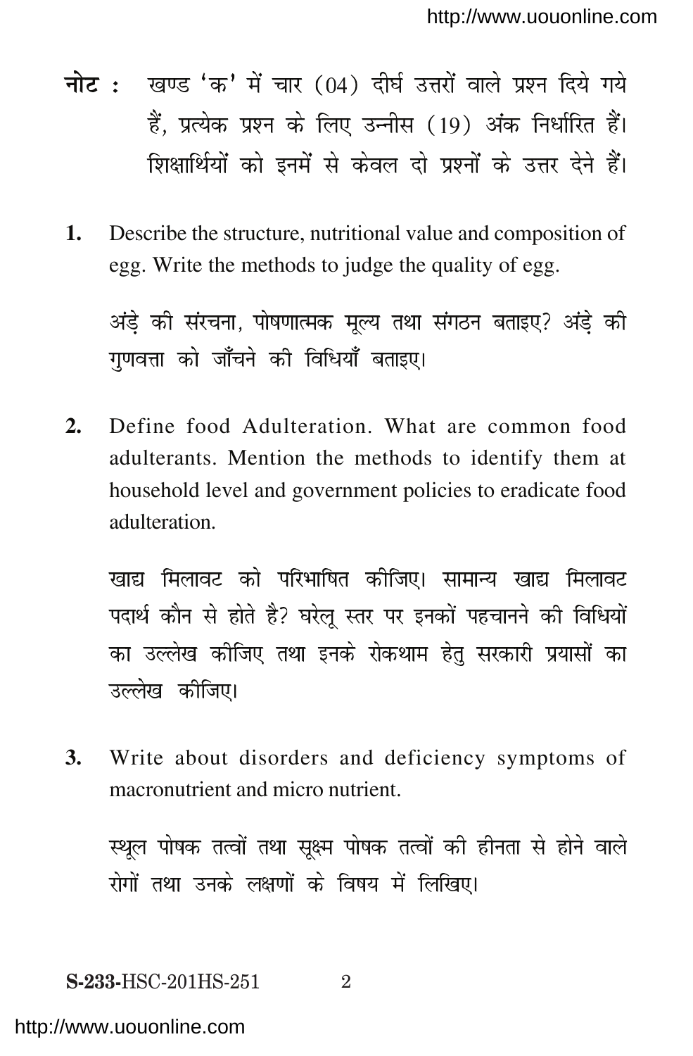**नोट :** खण्ड 'क' में चार (04) दीर्घ उत्तरों वाले प्रश्न दिये गये हैं, प्रत्येक प्रश्न के लिए उन्नीस (19) अंक निर्धारित हैं। शिक्षार्थियों को इनमें से केवल दो प्रश्नों के उत्तर देने हैं।

**1.** Describe the structure, nutritional value and composition of egg. Write the methods to judge the quality of egg.

अंड़े की संरचना, पोषणात्मक मूल्य तथा संगठन बताइए? अंड़े की गुणवत्ता को जाँचने की विधियाँ बताइए।

**2.** Define food Adulteration. What are common food adulterants. Mention the methods to identify them at household level and government policies to eradicate food adulteration.

खाद्य मिलावट को परिभाषित कीजिए। सामान्य खाद्य मिलावट पदार्थ कौन से होते है? घरेलू स्तर पर इनकों पहचानने की विधियों का उल्लेख कीजिए तथा इनके रोकथाम हेतु सरकारी प्रयासों का उल्लेख कीजिए।

**3.** Write about disorders and deficiency symptoms of macronutrient and micro nutrient.

स्थूल पोषक तत्वों तथा सूक्ष्म पोषक तत्वों की हीनता से होने वाले रोगों तथा उनके लक्षणों के विषय में लिखिए।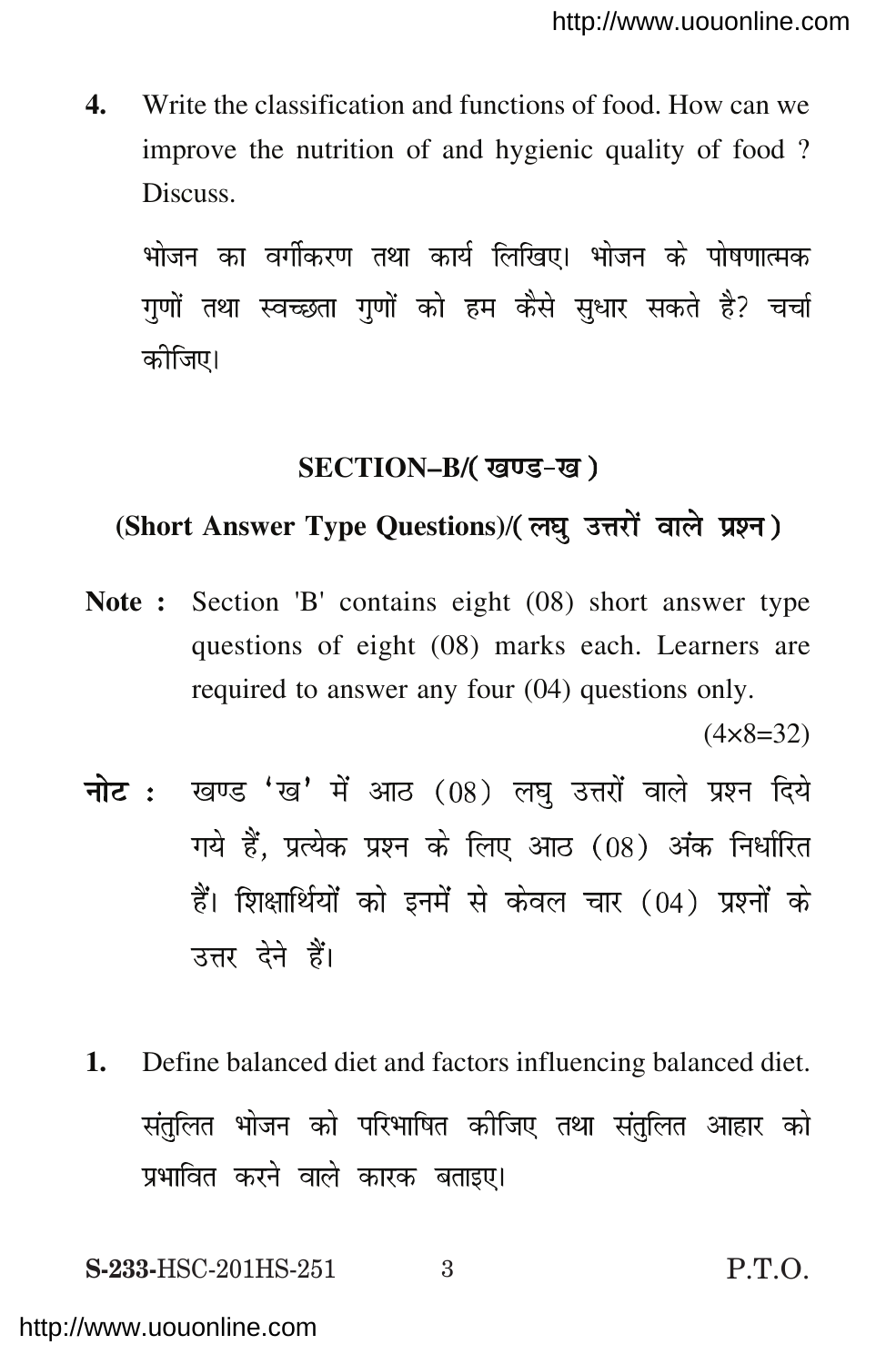4. Write the classification and functions of food. How can we improve the nutrition of and hygienic quality of food ? Discuss.

   भोजन का वर्गीकरण तथा कार्य लिखिए। भोजन के पोषणात्मक गुणों तथा स्वच्छता गुणों को हम कैसे सुधार सकते है? चर्चा कीजिए।

## SECTION–B/( खण्ड-ख )

### (Short Answer Type Questions)/( लघु उत्तरों वाले प्रश्न )

**Note :** Section 'B' contains eight (08) short answer type questions of eight (08) marks each. Learners are required to answer any four (04) questions only.

(4×8=32)

**नोट :** खण्ड 'ख' में आठ (08) लघु उत्तरों वाले प्रश्न दिये गये हैं, प्रत्येक प्रश्न के लिए आठ (08) अंक निर्धारित हैं। शिक्षार्थियों को इनमें से केवल चार (04) प्रश्नों के उत्तर देने हैं।

1. Define balanced diet and factors influencing balanced diet.

   संतुलित भोजन को परिभाषित कीजिए तथा संतुलित आहार को प्रभावित करने वाले कारक बताइए।

S-233-HSC-201HS-251 P.T.O.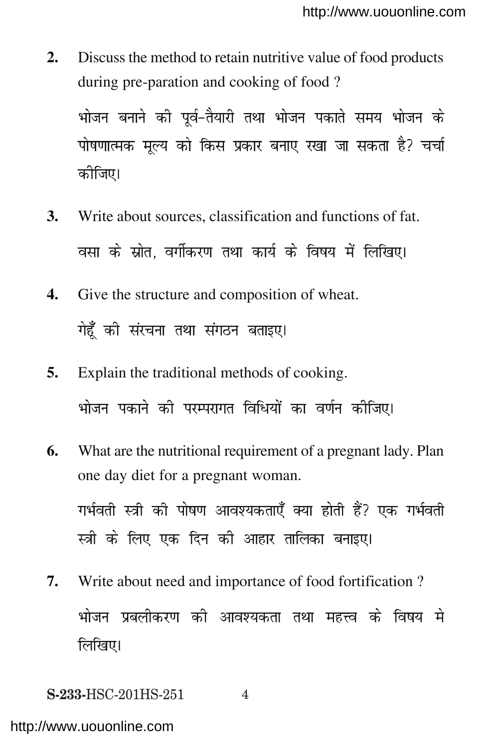2. Discuss the method to retain nutritive value of food products during pre-paration and cooking of food ?

   भोजन बनाने की पूर्व-तैयारी तथा भोजन पकाते समय भोजन के पोषणात्मक मूल्य को किस प्रकार बनाए रखा जा सकता है? चर्चा कीजिए।

3. Write about sources, classification and functions of fat.

   वसा के स्रोत, वर्गीकरण तथा कार्य के विषय में लिखिए।

4. Give the structure and composition of wheat.

   गेहूँ की संरचना तथा संगठन बताइए।

5. Explain the traditional methods of cooking.

   भोजन पकाने की परम्परागत विधियों का वर्णन कीजिए।

6. What are the nutritional requirement of a pregnant lady. Plan one day diet for a pregnant woman.

   गर्भवती स्त्री की पोषण आवश्यकताएँ क्या होती हैं? एक गर्भवती स्त्री के लिए एक दिन की आहार तालिका बनाइए।

7. Write about need and importance of food fortification ?

   भोजन प्रबलीकरण की आवश्यकता तथा महत्त्व के विषय मे लिखिए।

S-233-HSC-201HS-251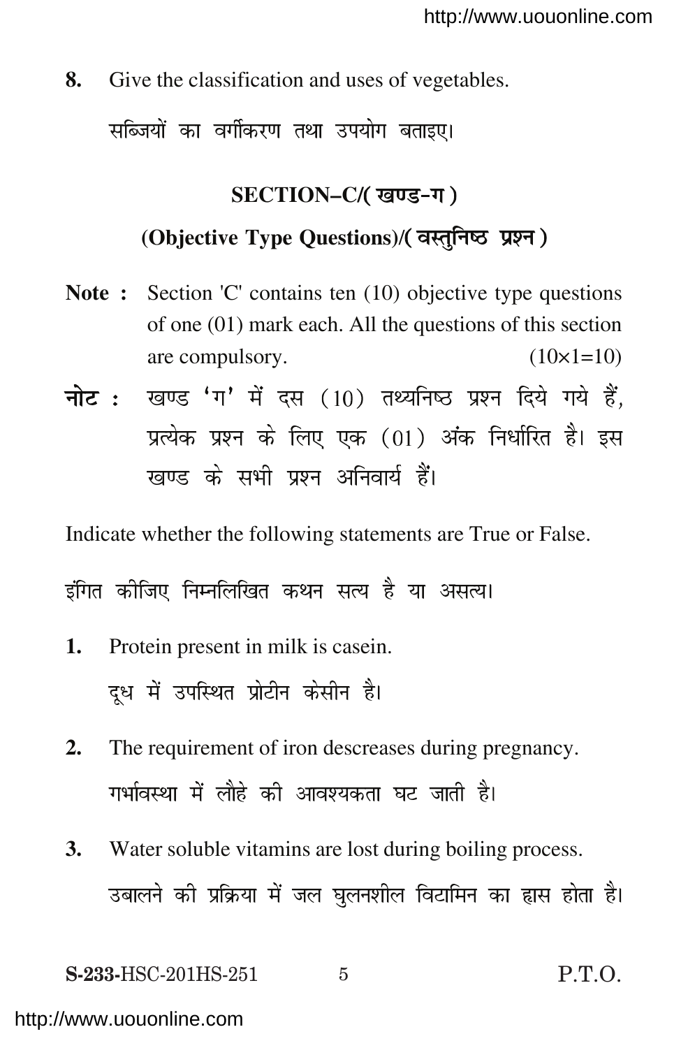**8.** Give the classification and uses of vegetables.

सब्जियों का वर्गीकरण तथा उपयोग बताइए।

## SECTION–C/( खण्ड-ग )

### (Objective Type Questions)/( वस्तुनिष्ठ प्रश्न )

**Note :** Section 'C' contains ten (10) objective type questions of one (01) mark each. All the questions of this section are compulsory. (10×1=10)

**नोट :** खण्ड 'ग' में दस (10) तथ्यनिष्ठ प्रश्न दिये गये हैं, प्रत्येक प्रश्न के लिए एक (01) अंक निर्धारित है। इस खण्ड के सभी प्रश्न अनिवार्य हैं।

Indicate whether the following statements are True or False.

इंगित कीजिए निम्नलिखित कथन सत्य है या असत्य।

**1.** Protein present in milk is casein.

दूध में उपस्थित प्रोटीन केसीन है।

**2.** The requirement of iron descreases during pregnancy.

गर्भावस्था में लौहे की आवश्यकता घट जाती है।

**3.** Water soluble vitamins are lost during boiling process.

उबालने की प्रक्रिया में जल घुलनशील विटामिन का ह्रास होता है।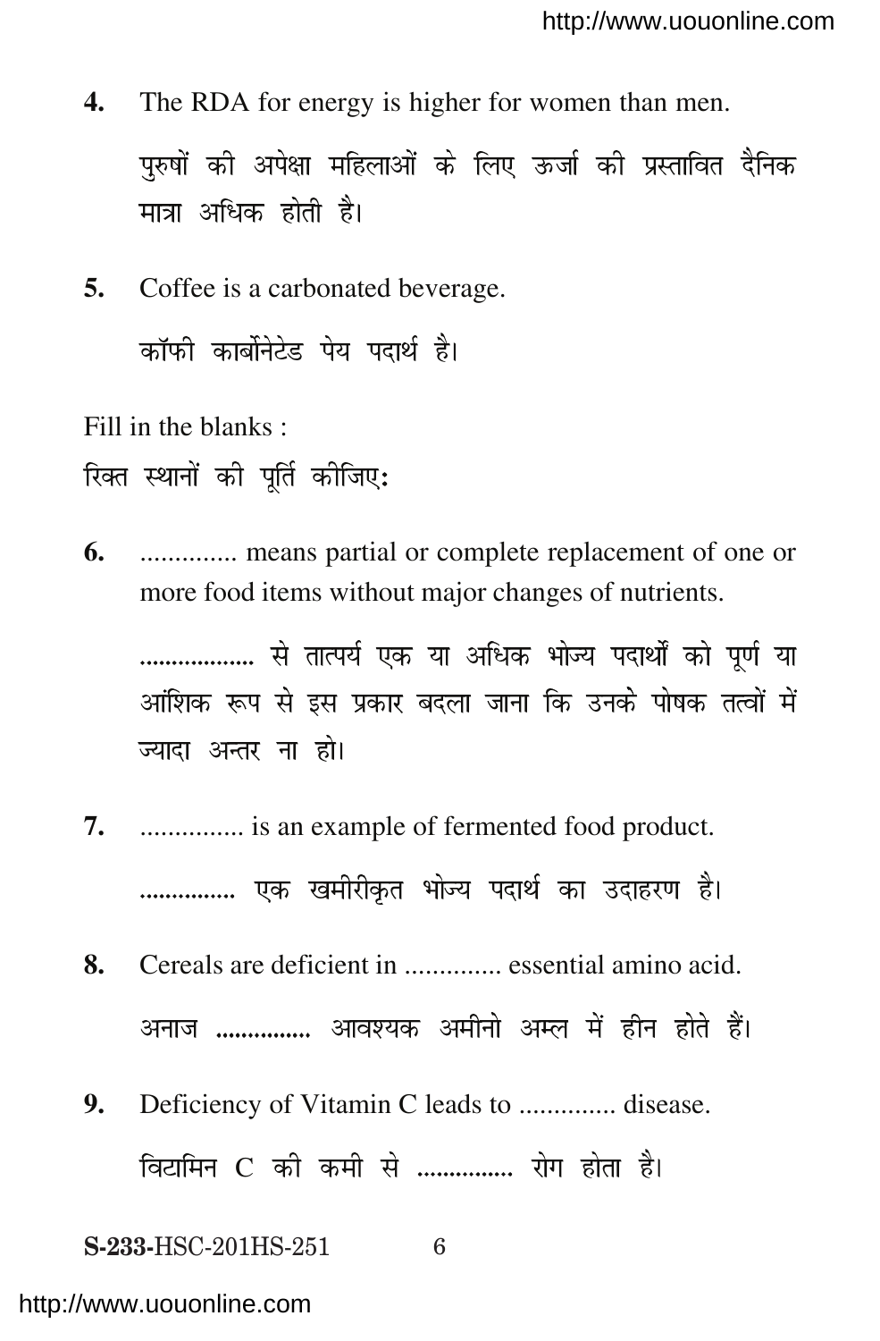**4.** The RDA for energy is higher for women than men.

पुरुषों की अपेक्षा महिलाओं के लिए ऊर्जा की प्रस्तावित दैनिक मात्रा अधिक होती है।

**5.** Coffee is a carbonated beverage.

कॉफी कार्बोनेटेड पेय पदार्थ है।

Fill in the blanks :

रिक्त स्थानों की पूर्ति कीजिए:

**6.** .............. means partial or complete replacement of one or more food items without major changes of nutrients.

.................. से तात्पर्य एक या अधिक भोज्य पदार्थों को पूर्ण या आंशिक रूप से इस प्रकार बदला जाना कि उनके पोषक तत्वों में ज्यादा अन्तर ना हो।

**7.** ............... is an example of fermented food product.

............... एक खमीरीकृत भोज्य पदार्थ का उदाहरण है।

**8.** Cereals are deficient in .............. essential amino acid.

अनाज ............... आवश्यक अमीनो अम्ल में हीन होते हैं।

**9.** Deficiency of Vitamin C leads to .............. disease.

विटामिन C की कमी से ............... रोग होता है।

S-233-HSC-201HS-251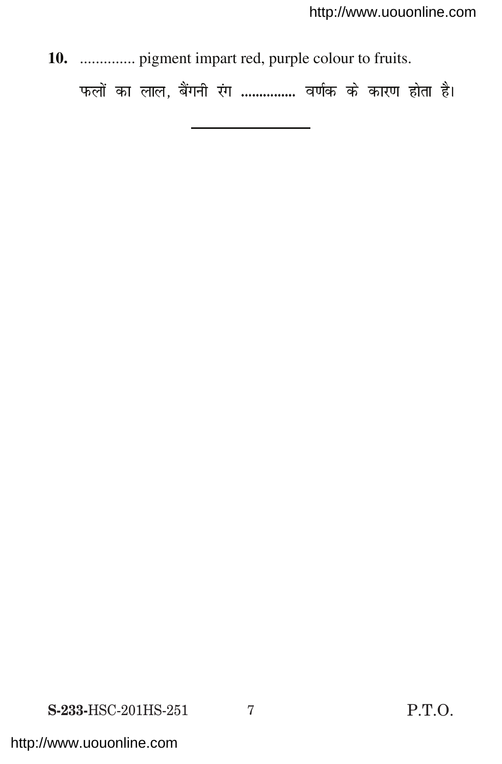**10.** .............. pigment impart red, purple colour to fruits.

फलों का लाल, बैंगनी रंग ............... वर्णक के कारण होता है।

---